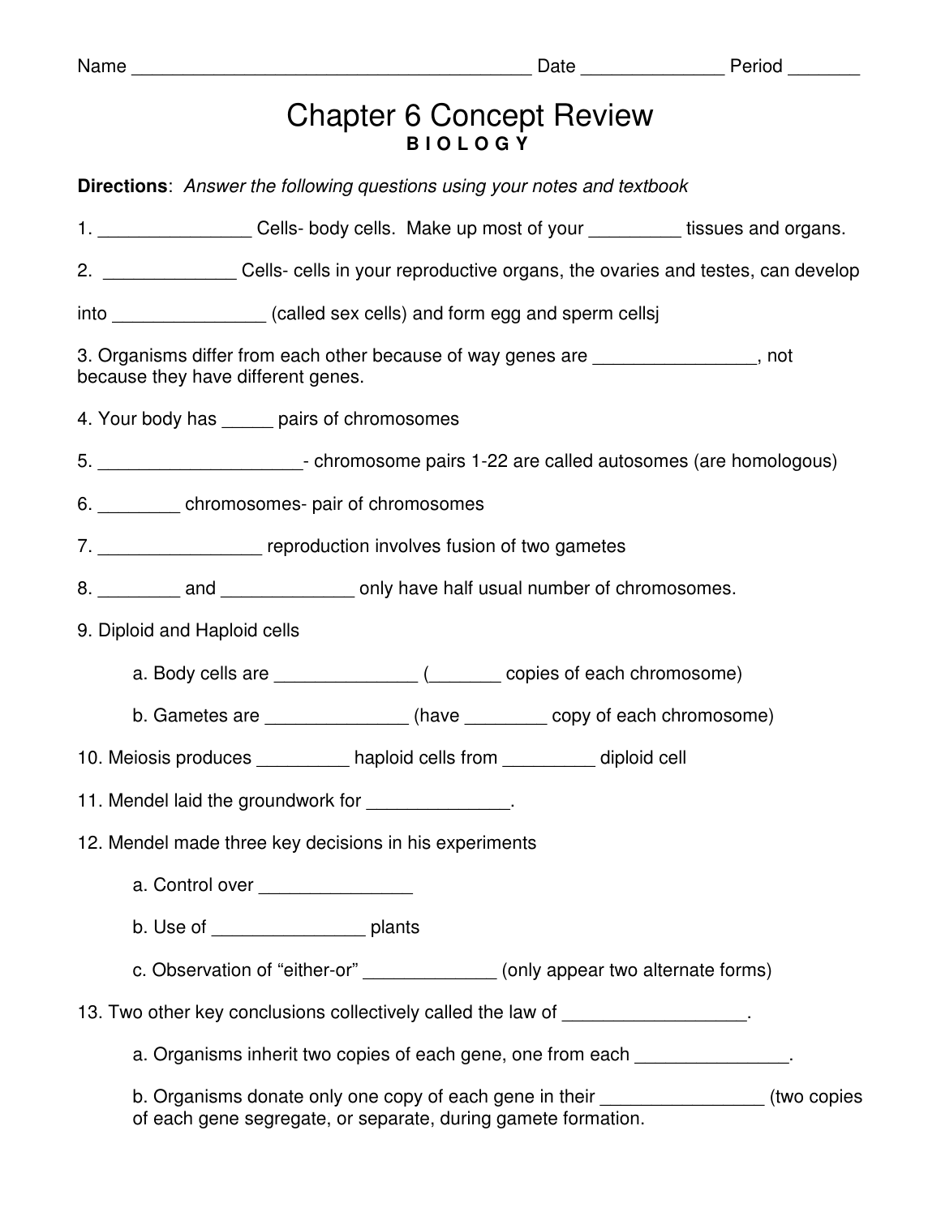Name _______________________________________ Date ______________ Period _______

# Chapter 6 Concept Review

**B I O L O G Y**

**Directions**: *Answer the following questions using your notes and textbook*

1. _______________ Cells- body cells. Make up most of your _________ tissues and organs.

2. _____________ Cells- cells in your reproductive organs, the ovaries and testes, can develop into _______________ (called sex cells) and form egg and sperm cellsj

3. Organisms differ from each other because of way genes are ________________, not because they have different genes.

4. Your body has _____ pairs of chromosomes

5. ____________________- chromosome pairs 1-22 are called autosomes (are homologous)

6. ________ chromosomes- pair of chromosomes

7. ________________ reproduction involves fusion of two gametes

8. ________ and _____________ only have half usual number of chromosomes.

9. Diploid and Haploid cells

   a. Body cells are ______________ (_______ copies of each chromosome)

   b. Gametes are ______________ (have ________ copy of each chromosome)

10. Meiosis produces _________ haploid cells from _________ diploid cell

11. Mendel laid the groundwork for ______________.

12. Mendel made three key decisions in his experiments

    a. Control over _______________

    b. Use of _______________ plants

    c. Observation of "either-or" _____________ (only appear two alternate forms)

13. Two other key conclusions collectively called the law of __________________.

    a. Organisms inherit two copies of each gene, one from each _______________.

    b. Organisms donate only one copy of each gene in their ________________ (two copies of each gene segregate, or separate, during gamete formation.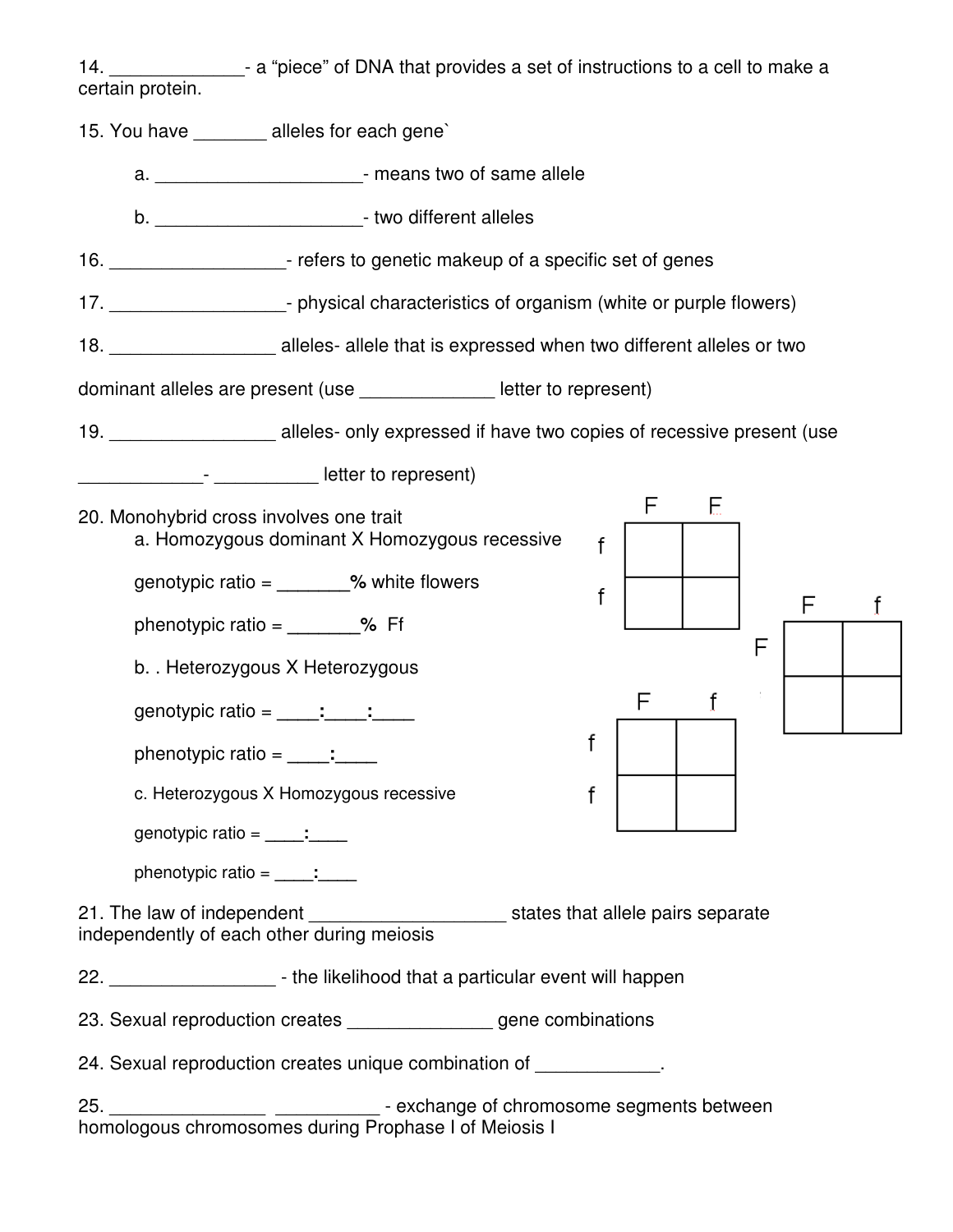14. _____________- a "piece" of DNA that provides a set of instructions to a cell to make a certain protein.

15. You have _______ alleles for each gene`

a. ____________________- means two of same allele

b. ____________________- two different alleles

16. _________________- refers to genetic makeup of a specific set of genes

17. _________________- physical characteristics of organism (white or purple flowers)

18. ________________ alleles- allele that is expressed when two different alleles or two dominant alleles are present (use _____________ letter to represent)

19. ________________ alleles- only expressed if have two copies of recessive present (use ____________- __________ letter to represent)

20. Monohybrid cross involves one trait

a. Homozygous dominant X Homozygous recessive

genotypic ratio = _______**%** white flowers

phenotypic ratio = _______**%** Ff

| | F | F |
|---|---|---|
| f | | |
| f | | |

b. . Heterozygous X Heterozygous

genotypic ratio = ____**:**____**:**____

phenotypic ratio = ____**:**____

| | F | f |
|---|---|---|
| F | | |
| | | |

c. Heterozygous X Homozygous recessive

genotypic ratio = ____**:**____

phenotypic ratio = ____**:**____

| | F | f |
|---|---|---|
| f | | |
| f | | |

21. The law of independent ___________________ states that allele pairs separate independently of each other during meiosis

22. ________________ - the likelihood that a particular event will happen

23. Sexual reproduction creates ______________ gene combinations

24. Sexual reproduction creates unique combination of ____________.

25. _______________ __________ - exchange of chromosome segments between homologous chromosomes during Prophase I of Meiosis I